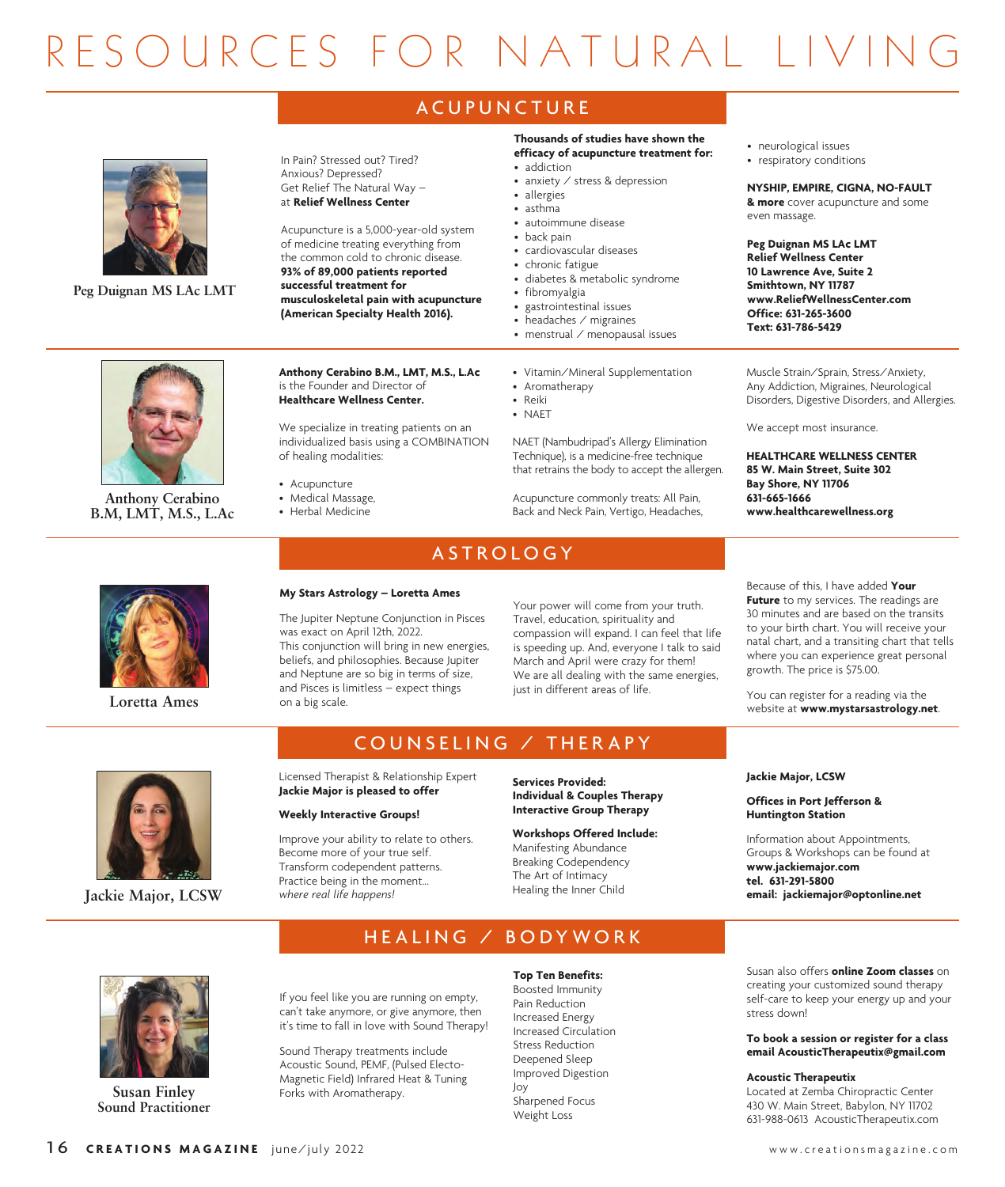# RESOURCES FOR NATURAL LIVING

## ACUPUNCTURE

**Peg Duignan MS LAc LMT**

In Pain? Stressed out? Tired? Anxious? Depressed?
Get Relief The Natural Way – at **Relief Wellness Center**

Acupuncture is a 5,000-year-old system of medicine treating everything from the common cold to chronic disease. **93% of 89,000 patients reported successful treatment for musculoskeletal pain with acupuncture (American Specialty Health 2016).**

**Thousands of studies have shown the efficacy of acupuncture treatment for:**

- addiction
- anxiety / stress & depression
- allergies
- asthma
- autoimmune disease
- back pain
- cardiovascular diseases
- chronic fatigue
- diabetes & metabolic syndrome
- fibromyalgia
- gastrointestinal issues
- headaches / migraines
- menstrual / menopausal issues
- neurological issues
- respiratory conditions

**NYSHIP, EMPIRE, CIGNA, NO-FAULT & more** cover acupuncture and some even massage.

**Peg Duignan MS LAc LMT**
**Relief Wellness Center**
**10 Lawrence Ave, Suite 2**
**Smithtown, NY 11787**
**www.ReliefWellnessCenter.com**
**Office: 631-265-3600**
**Text: 631-786-5429**

---

**Anthony Cerabino B.M, LMT, M.S., L.Ac**

**Anthony Cerabino B.M., LMT, M.S., L.Ac** is the Founder and Director of **Healthcare Wellness Center.**

We specialize in treating patients on an individualized basis using a COMBINATION of healing modalities:

- Acupuncture
- Medical Massage,
- Herbal Medicine
- Vitamin/Mineral Supplementation
- Aromatherapy
- Reiki
- NAET

NAET (Nambudripad's Allergy Elimination Technique), is a medicine-free technique that retrains the body to accept the allergen.

Acupuncture commonly treats: All Pain, Back and Neck Pain, Vertigo, Headaches, Muscle Strain/Sprain, Stress/Anxiety, Any Addiction, Migraines, Neurological Disorders, Digestive Disorders, and Allergies.

We accept most insurance.

**HEALTHCARE WELLNESS CENTER**
**85 W. Main Street, Suite 302**
**Bay Shore, NY 11706**
**631-665-1666**
**www.healthcarewellness.org**

## ASTROLOGY

**Loretta Ames**

**My Stars Astrology – Loretta Ames**

The Jupiter Neptune Conjunction in Pisces was exact on April 12th, 2022. This conjunction will bring in new energies, beliefs, and philosophies. Because Jupiter and Neptune are so big in terms of size, and Pisces is limitless – expect things on a big scale.

Your power will come from your truth. Travel, education, spirituality and compassion will expand. I can feel that life is speeding up. And, everyone I talk to said March and April were crazy for them! We are all dealing with the same energies, just in different areas of life.

Because of this, I have added **Your Future** to my services. The readings are 30 minutes and are based on the transits to your birth chart. You will receive your natal chart, and a transiting chart that tells where you can experience great personal growth. The price is $75.00.

You can register for a reading via the website at **www.mystarsastrology.net**.

## COUNSELING / THERAPY

**Jackie Major, LCSW**

Licensed Therapist & Relationship Expert
**Jackie Major is pleased to offer**

**Weekly Interactive Groups!**

Improve your ability to relate to others.
Become more of your true self.
Transform codependent patterns.
Practice being in the moment...
*where real life happens!*

**Services Provided:**
**Individual & Couples Therapy**
**Interactive Group Therapy**

**Workshops Offered Include:**
Manifesting Abundance
Breaking Codependency
The Art of Intimacy
Healing the Inner Child

**Jackie Major, LCSW**

**Offices in Port Jefferson & Huntington Station**

Information about Appointments, Groups & Workshops can be found at
**www.jackiemajor.com**
**tel. 631-291-5800**
**email: jackiemajor@optonline.net**

## HEALING / BODYWORK

**Susan Finley**
**Sound Practitioner**

If you feel like you are running on empty, can't take anymore, or give anymore, then it's time to fall in love with Sound Therapy!

Sound Therapy treatments include Acoustic Sound, PEMF, (Pulsed Electo-Magnetic Field) Infrared Heat & Tuning Forks with Aromatherapy.

**Top Ten Benefits:**
Boosted Immunity
Pain Reduction
Increased Energy
Increased Circulation
Stress Reduction
Deepened Sleep
Improved Digestion
Joy
Sharpened Focus
Weight Loss

Susan also offers **online Zoom classes** on creating your customized sound therapy self-care to keep your energy up and your stress down!

**To book a session or register for a class email AcousticTherapeutix@gmail.com**

**Acoustic Therapeutix**
Located at Zemba Chiropractic Center
430 W. Main Street, Babylon, NY 11702
631-988-0613 AcousticTherapeutix.com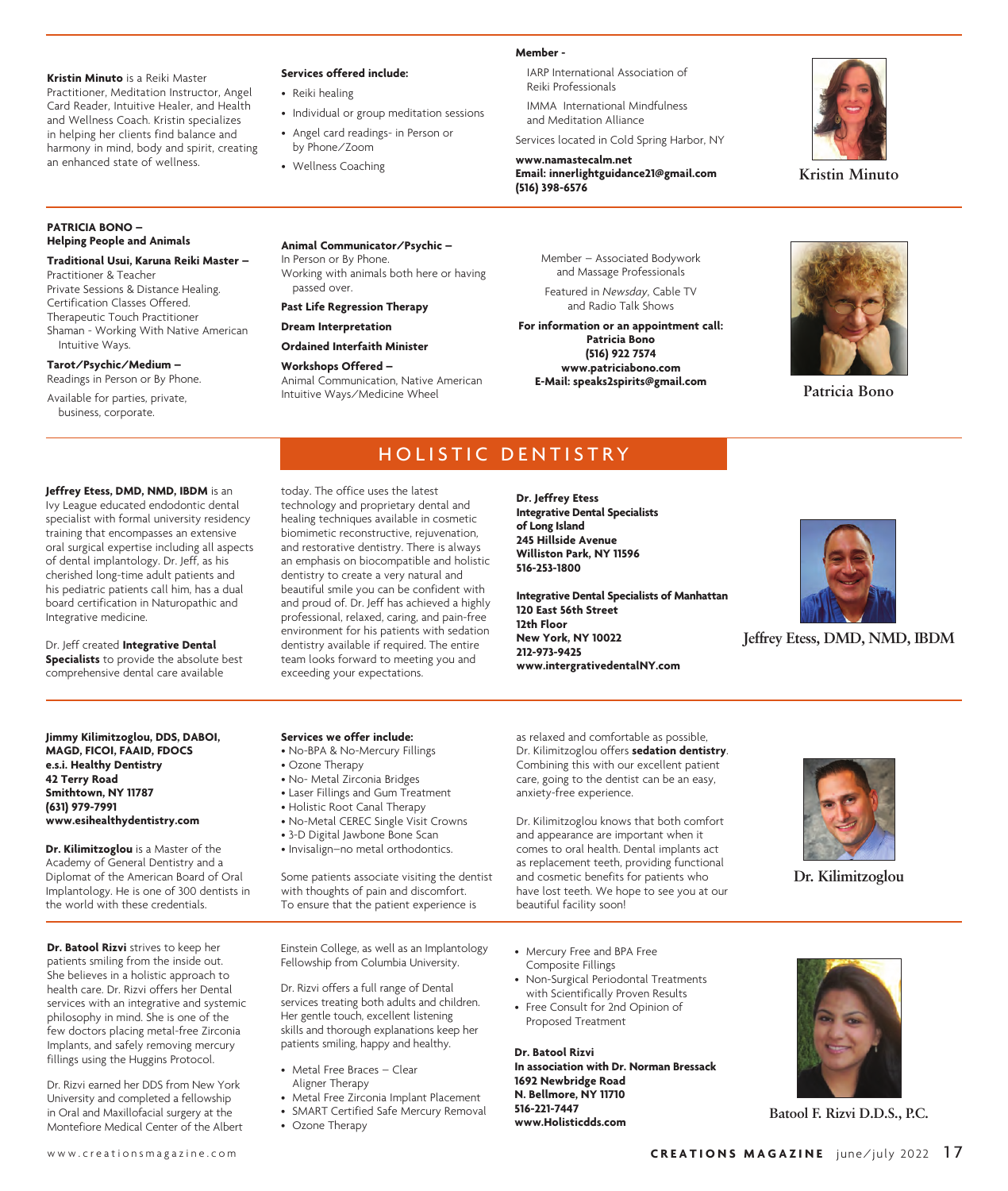**Kristin Minuto** is a Reiki Master Practitioner, Meditation Instructor, Angel Card Reader, Intuitive Healer, and Health and Wellness Coach. Kristin specializes in helping her clients find balance and harmony in mind, body and spirit, creating an enhanced state of wellness.

**Services offered include:**

- Reiki healing
- Individual or group meditation sessions
- Angel card readings- in Person or by Phone/Zoom
- Wellness Coaching

**Member -**

IARP International Association of Reiki Professionals

IMMA International Mindfulness and Meditation Alliance

Services located in Cold Spring Harbor, NY

**www.namastecalm.net**
**Email: innerlightguidance21@gmail.com**
**(516) 398-6576**

Kristin Minuto

---

**PATRICIA BONO – Helping People and Animals**

**Traditional Usui, Karuna Reiki Master –** Practitioner & Teacher
Private Sessions & Distance Healing.
Certification Classes Offered.
Therapeutic Touch Practitioner
Shaman - Working With Native American Intuitive Ways.

**Tarot/Psychic/Medium –**
Readings in Person or By Phone.

Available for parties, private, business, corporate.

**Animal Communicator/Psychic –**
In Person or By Phone.
Working with animals both here or having passed over.

**Past Life Regression Therapy**

**Dream Interpretation**

**Ordained Interfaith Minister**

**Workshops Offered –**
Animal Communication, Native American Intuitive Ways/Medicine Wheel

Member – Associated Bodywork and Massage Professionals

Featured in *Newsday*, Cable TV and Radio Talk Shows

**For information or an appointment call:**
**Patricia Bono**
**(516) 922 7574**
**www.patriciabono.com**
**E-Mail: speaks2spirits@gmail.com**

Patricia Bono

---

## HOLISTIC DENTISTRY

**Jeffrey Etess, DMD, NMD, IBDM** is an Ivy League educated endodontic dental specialist with formal university residency training that encompasses an extensive oral surgical expertise including all aspects of dental implantology. Dr. Jeff, as his cherished long-time adult patients and his pediatric patients call him, has a dual board certification in Naturopathic and Integrative medicine.

Dr. Jeff created **Integrative Dental Specialists** to provide the absolute best comprehensive dental care available today. The office uses the latest technology and proprietary dental and healing techniques available in cosmetic biomimetic reconstructive, rejuvenation, and restorative dentistry. There is always an emphasis on biocompatible and holistic dentistry to create a very natural and beautiful smile you can be confident with and proud of. Dr. Jeff has achieved a highly professional, relaxed, caring, and pain-free environment for his patients with sedation dentistry available if required. The entire team looks forward to meeting you and exceeding your expectations.

**Dr. Jeffrey Etess**
**Integrative Dental Specialists of Long Island**
**245 Hillside Avenue**
**Williston Park, NY 11596**
**516-253-1800**

**Integrative Dental Specialists of Manhattan**
**120 East 56th Street**
**12th Floor**
**New York, NY 10022**
**212-973-9425**
**www.intergrativedentalNY.com**

Jeffrey Etess, DMD, NMD, IBDM

---

**Jimmy Kilimitzoglou, DDS, DABOI, MAGD, FICOI, FAAID, FDOCS**
**e.s.i. Healthy Dentistry**
**42 Terry Road**
**Smithtown, NY 11787**
**(631) 979-7991**
**www.esihealthydentistry.com**

**Dr. Kilimitzoglou** is a Master of the Academy of General Dentistry and a Diplomat of the American Board of Oral Implantology. He is one of 300 dentists in the world with these credentials.

**Services we offer include:**

- No-BPA & No-Mercury Fillings
- Ozone Therapy
- No- Metal Zirconia Bridges
- Laser Fillings and Gum Treatment
- Holistic Root Canal Therapy
- No-Metal CEREC Single Visit Crowns
- 3-D Digital Jawbone Bone Scan
- Invisalign–no metal orthodontics.

Some patients associate visiting the dentist with thoughts of pain and discomfort. To ensure that the patient experience is as relaxed and comfortable as possible, Dr. Kilimitzoglou offers **sedation dentistry**. Combining this with our excellent patient care, going to the dentist can be an easy, anxiety-free experience.

Dr. Kilimitzoglou knows that both comfort and appearance are important when it comes to oral health. Dental implants act as replacement teeth, providing functional and cosmetic benefits for patients who have lost teeth. We hope to see you at our beautiful facility soon!

Dr. Kilimitzoglou

---

**Dr. Batool Rizvi** strives to keep her patients smiling from the inside out. She believes in a holistic approach to health care. Dr. Rizvi offers her Dental services with an integrative and systemic philosophy in mind. She is one of the few doctors placing metal-free Zirconia Implants, and safely removing mercury fillings using the Huggins Protocol.

Dr. Rizvi earned her DDS from New York University and completed a fellowship in Oral and Maxillofacial surgery at the Montefiore Medical Center of the Albert Einstein College, as well as an Implantology Fellowship from Columbia University.

Dr. Rizvi offers a full range of Dental services treating both adults and children. Her gentle touch, excellent listening skills and thorough explanations keep her patients smiling, happy and healthy.

- Metal Free Braces – Clear Aligner Therapy
- Metal Free Zirconia Implant Placement
- SMART Certified Safe Mercury Removal
- Ozone Therapy
- Mercury Free and BPA Free Composite Fillings
- Non-Surgical Periodontal Treatments with Scientifically Proven Results
- Free Consult for 2nd Opinion of Proposed Treatment

**Dr. Batool Rizvi**
**In association with Dr. Norman Bressack**
**1692 Newbridge Road**
**N. Bellmore, NY 11710**
**516-221-7447**
**www.Holisticdds.com**

Batool F. Rizvi D.D.S., P.C.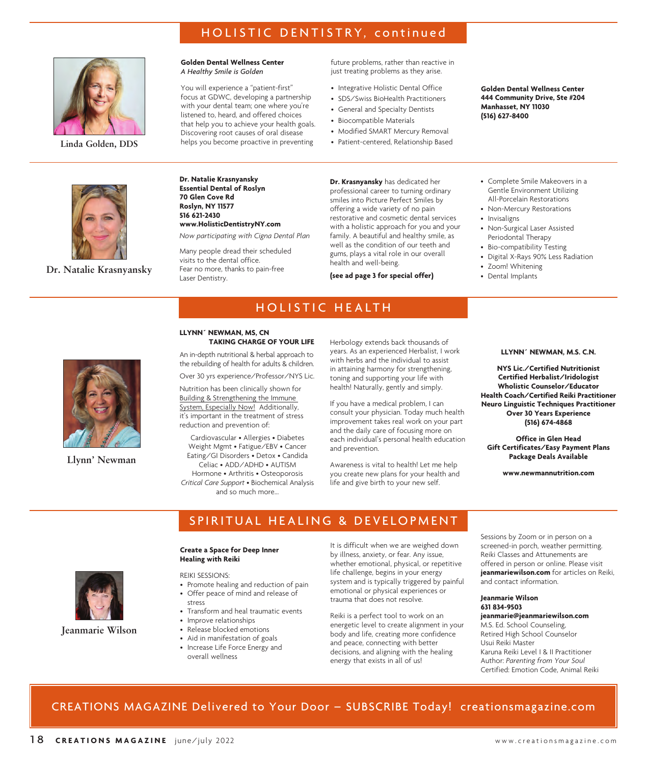## HOLISTIC DENTISTRY, continued

Linda Golden, DDS

**Golden Dental Wellness Center**
*A Healthy Smile is Golden*

You will experience a "patient-first" focus at GDWC, developing a partnership with your dental team; one where you're listened to, heard, and offered choices that help you to achieve your health goals. Discovering root causes of oral disease helps you become proactive in preventing future problems, rather than reactive in just treating problems as they arise.

- Integrative Holistic Dental Office
- SDS/Swiss BioHealth Practitioners
- General and Specialty Dentists
- Biocompatible Materials
- Modified SMART Mercury Removal
- Patient-centered, Relationship Based

**Golden Dental Wellness Center**
**444 Community Drive, Ste #204**
**Manhasset, NY 11030**
**(516) 627-8400**

Dr. Natalie Krasnyansky

**Dr. Natalie Krasnyansky**
**Essential Dental of Roslyn**
**70 Glen Cove Rd**
**Roslyn, NY 11577**
**516 621-2430**
**www.HolisticDentistryNY.com**

*Now participating with Cigna Dental Plan*

Many people dread their scheduled visits to the dental office. Fear no more, thanks to pain-free Laser Dentistry.

**Dr. Krasnyansky** has dedicated her professional career to turning ordinary smiles into Picture Perfect Smiles by offering a wide variety of no pain restorative and cosmetic dental services with a holistic approach for you and your family. A beautiful and healthy smile, as well as the condition of our teeth and gums, plays a vital role in our overall health and well-being.

**(see ad page 3 for special offer)**

- Complete Smile Makeovers in a Gentle Environment Utilizing All-Porcelain Restorations
- Non-Mercury Restorations
- Invisaligns
- Non-Surgical Laser Assisted Periodontal Therapy
- Bio-compatibility Testing
- Digital X-Rays 90% Less Radiation
- Zoom! Whitening
- Dental Implants

## HOLISTIC HEALTH

Llynn' Newman

**LLYNN´ NEWMAN, MS, CN**
**TAKING CHARGE OF YOUR LIFE**

An in-depth nutritional & herbal approach to the rebuilding of health for adults & children.

Over 30 yrs experience/Professor/NYS Lic.

Nutrition has been clinically shown for Building & Strengthening the Immune System, Especially Now! Additionally, it's important in the treatment of stress reduction and prevention of:

Cardiovascular • Allergies • Diabetes
Weight Mgmt • Fatigue/EBV • Cancer
Eating/GI Disorders • Detox • Candida
Celiac • ADD/ADHD • AUTISM
Hormone • Arthritis • Osteoporosis
*Critical Care Support* • Biochemical Analysis
and so much more...

Herbology extends back thousands of years. As an experienced Herbalist, I work with herbs and the individual to assist in attaining harmony for strengthening, toning and supporting your life with health! Naturally, gently and simply.

If you have a medical problem, I can consult your physician. Today much health improvement takes real work on your part and the daily care of focusing more on each individual's personal health education and prevention.

Awareness is vital to health! Let me help you create new plans for your health and life and give birth to your new self.

**LLYNN´ NEWMAN, M.S. C.N.**

**NYS Lic./Certified Nutritionist**
**Certified Herbalist/Iridologist**
**Wholistic Counselor/Educator**
**Health Coach/Certified Reiki Practitioner**
**Neuro Linguistic Techniques Practitioner**
**Over 30 Years Experience**
**(516) 674-4868**

**Office in Glen Head**
**Gift Certificates/Easy Payment Plans**
**Package Deals Available**

**www.newmannutrition.com**

## SPIRITUAL HEALING & DEVELOPMENT

Jeanmarie Wilson

**Create a Space for Deep Inner Healing with Reiki**

REIKI SESSIONS:

- Promote healing and reduction of pain
- Offer peace of mind and release of stress
- Transform and heal traumatic events
- Improve relationships
- Release blocked emotions
- Aid in manifestation of goals
- Increase Life Force Energy and overall wellness

It is difficult when we are weighed down by illness, anxiety, or fear. Any issue, whether emotional, physical, or repetitive life challenge, begins in your energy system and is typically triggered by painful emotional or physical experiences or trauma that does not resolve.

Reiki is a perfect tool to work on an energetic level to create alignment in your body and life, creating more confidence and peace, connecting with better decisions, and aligning with the healing energy that exists in all of us!

Sessions by Zoom or in person on a screened-in porch, weather permitting. Reiki Classes and Attunements are offered in person or online. Please visit **jeanmariewilson.com** for articles on Reiki, and contact information.

**Jeanmarie Wilson**
**631 834-9503**
**jeanmarie@jeanmariewilson.com**
M.S. Ed. School Counseling,
Retired High School Counselor
Usui Reiki Master
Karuna Reiki Level I & II Practitioner
Author: *Parenting from Your Soul*
Certified: Emotion Code, Animal Reiki

CREATIONS MAGAZINE Delivered to Your Door – SUBSCRIBE Today! creationsmagazine.com